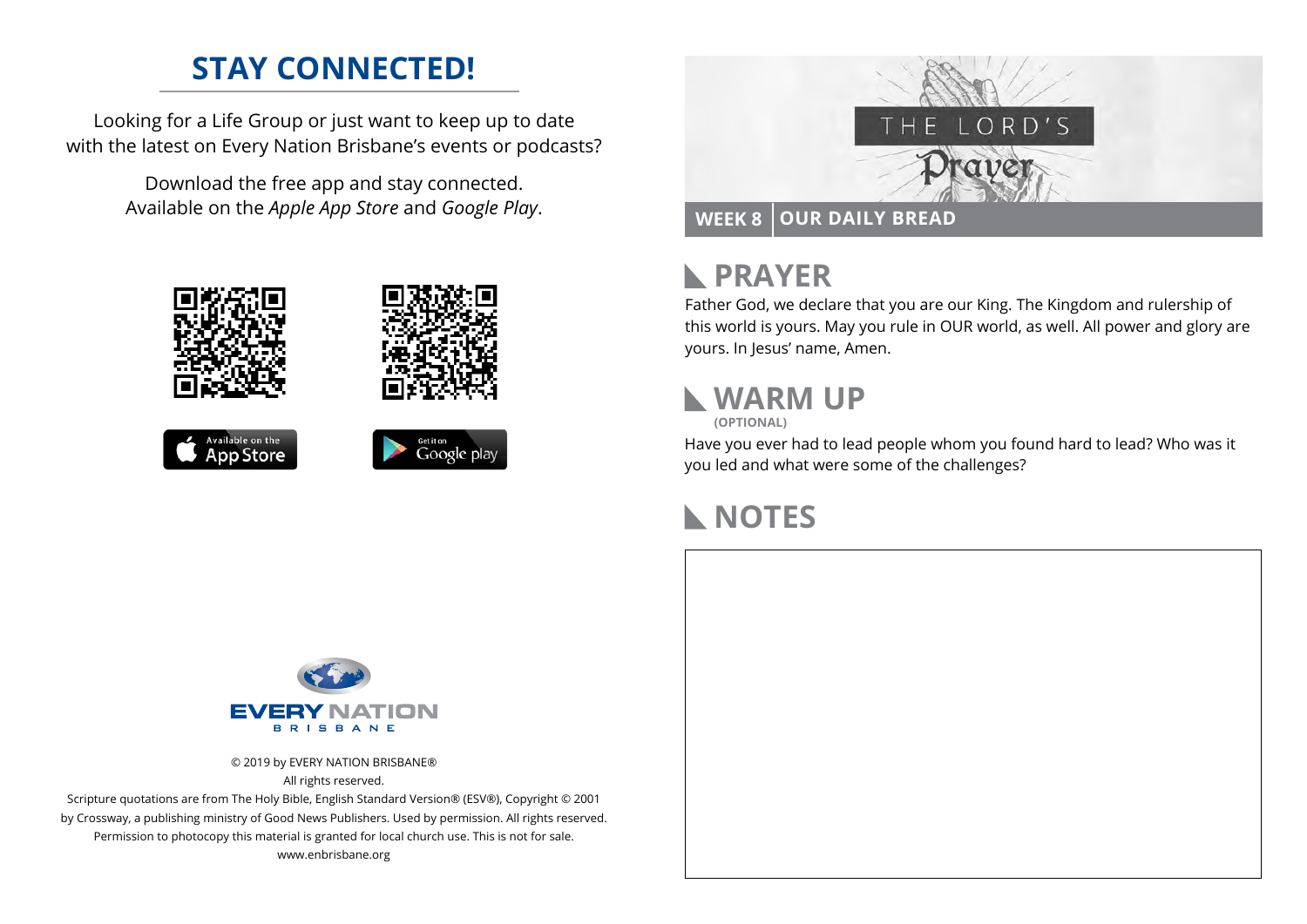## STAY CONNECTED!

Looking for a Life Group or just want to keep up to date with the latest on Every Nation Brisbane's events or podcasts?

Download the free app and stay connected. Available on the *Apple App Store* and *Google Play*.

Available on the App Store

Get it on Google play

EVERY NATION BRISBANE

© 2019 by EVERY NATION BRISBANE®
All rights reserved.
Scripture quotations are from The Holy Bible, English Standard Version® (ESV®), Copyright © 2001 by Crossway, a publishing ministry of Good News Publishers. Used by permission. All rights reserved.
Permission to photocopy this material is granted for local church use. This is not for sale.
www.enbrisbane.org

THE LORD'S Prayer

**WEEK 8** | **OUR DAILY BREAD**

## PRAYER

Father God, we declare that you are our King. The Kingdom and rulership of this world is yours. May you rule in OUR world, as well. All power and glory are yours. In Jesus' name, Amen.

## WARM UP

**(OPTIONAL)**

Have you ever had to lead people whom you found hard to lead? Who was it you led and what were some of the challenges?

## NOTES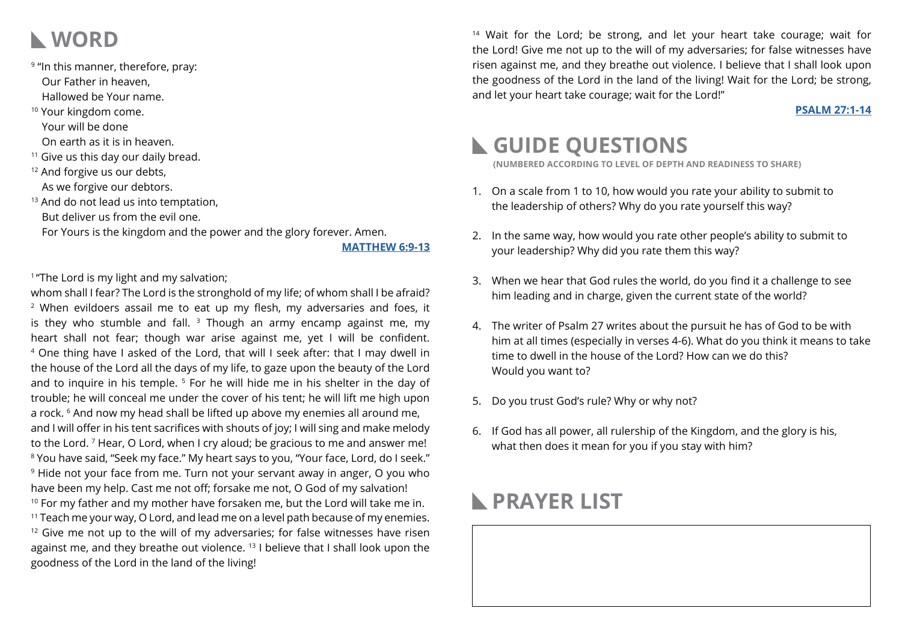## WORD

[9] "In this manner, therefore, pray:
Our Father in heaven,
Hallowed be Your name.
[10] Your kingdom come.
Your will be done
On earth as it is in heaven.
[11] Give us this day our daily bread.
[12] And forgive us our debts,
As we forgive our debtors.
[13] And do not lead us into temptation,
But deliver us from the evil one.
For Yours is the kingdom and the power and the glory forever. Amen.

**MATTHEW 6:9-13**

[1] "The Lord is my light and my salvation;
whom shall I fear? The Lord is the stronghold of my life; of whom shall I be afraid? [2] When evildoers assail me to eat up my flesh, my adversaries and foes, it is they who stumble and fall. [3] Though an army encamp against me, my heart shall not fear; though war arise against me, yet I will be confident. [4] One thing have I asked of the Lord, that will I seek after: that I may dwell in the house of the Lord all the days of my life, to gaze upon the beauty of the Lord and to inquire in his temple. [5] For he will hide me in his shelter in the day of trouble; he will conceal me under the cover of his tent; he will lift me high upon a rock. [6] And now my head shall be lifted up above my enemies all around me, and I will offer in his tent sacrifices with shouts of joy; I will sing and make melody to the Lord. [7] Hear, O Lord, when I cry aloud; be gracious to me and answer me! [8] You have said, "Seek my face." My heart says to you, "Your face, Lord, do I seek." [9] Hide not your face from me. Turn not your servant away in anger, O you who have been my help. Cast me not off; forsake me not, O God of my salvation! [10] For my father and my mother have forsaken me, but the Lord will take me in. [11] Teach me your way, O Lord, and lead me on a level path because of my enemies. [12] Give me not up to the will of my adversaries; for false witnesses have risen against me, and they breathe out violence. [13] I believe that I shall look upon the goodness of the Lord in the land of the living!
[14] Wait for the Lord; be strong, and let your heart take courage; wait for the Lord! Give me not up to the will of my adversaries; for false witnesses have risen against me, and they breathe out violence. I believe that I shall look upon the goodness of the Lord in the land of the living! Wait for the Lord; be strong, and let your heart take courage; wait for the Lord!"

**PSALM 27:1-14**

## GUIDE QUESTIONS

**(NUMBERED ACCORDING TO LEVEL OF DEPTH AND READINESS TO SHARE)**

1. On a scale from 1 to 10, how would you rate your ability to submit to the leadership of others? Why do you rate yourself this way?
2. In the same way, how would you rate other people's ability to submit to your leadership? Why did you rate them this way?
3. When we hear that God rules the world, do you find it a challenge to see him leading and in charge, given the current state of the world?
4. The writer of Psalm 27 writes about the pursuit he has of God to be with him at all times (especially in verses 4-6). What do you think it means to take time to dwell in the house of the Lord? How can we do this? Would you want to?
5. Do you trust God's rule? Why or why not?
6. If God has all power, all rulership of the Kingdom, and the glory is his, what then does it mean for you if you stay with him?

## PRAYER LIST